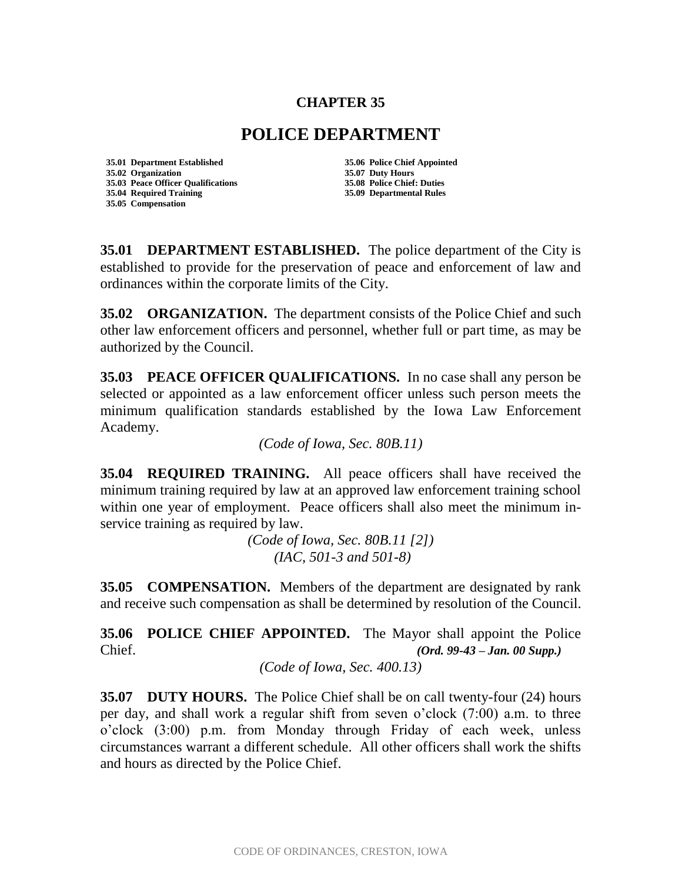# CHAPTER 35

# POLICE DEPARTMENT

**35.01 Department Established**
**35.02 Organization**
**35.03 Peace Officer Qualifications**
**35.04 Required Training**
**35.05 Compensation**
**35.06 Police Chief Appointed**
**35.07 Duty Hours**
**35.08 Police Chief: Duties**
**35.09 Departmental Rules**

**35.01 DEPARTMENT ESTABLISHED.** The police department of the City is established to provide for the preservation of peace and enforcement of law and ordinances within the corporate limits of the City.

**35.02 ORGANIZATION.** The department consists of the Police Chief and such other law enforcement officers and personnel, whether full or part time, as may be authorized by the Council.

**35.03 PEACE OFFICER QUALIFICATIONS.** In no case shall any person be selected or appointed as a law enforcement officer unless such person meets the minimum qualification standards established by the Iowa Law Enforcement Academy.

*(Code of Iowa, Sec. 80B.11)*

**35.04 REQUIRED TRAINING.** All peace officers shall have received the minimum training required by law at an approved law enforcement training school within one year of employment. Peace officers shall also meet the minimum in-service training as required by law.

*(Code of Iowa, Sec. 80B.11 [2])*
*(IAC, 501-3 and 501-8)*

**35.05 COMPENSATION.** Members of the department are designated by rank and receive such compensation as shall be determined by resolution of the Council.

**35.06 POLICE CHIEF APPOINTED.** The Mayor shall appoint the Police Chief. ***(Ord. 99-43 – Jan. 00 Supp.)***

*(Code of Iowa, Sec. 400.13)*

**35.07 DUTY HOURS.** The Police Chief shall be on call twenty-four (24) hours per day, and shall work a regular shift from seven o'clock (7:00) a.m. to three o'clock (3:00) p.m. from Monday through Friday of each week, unless circumstances warrant a different schedule. All other officers shall work the shifts and hours as directed by the Police Chief.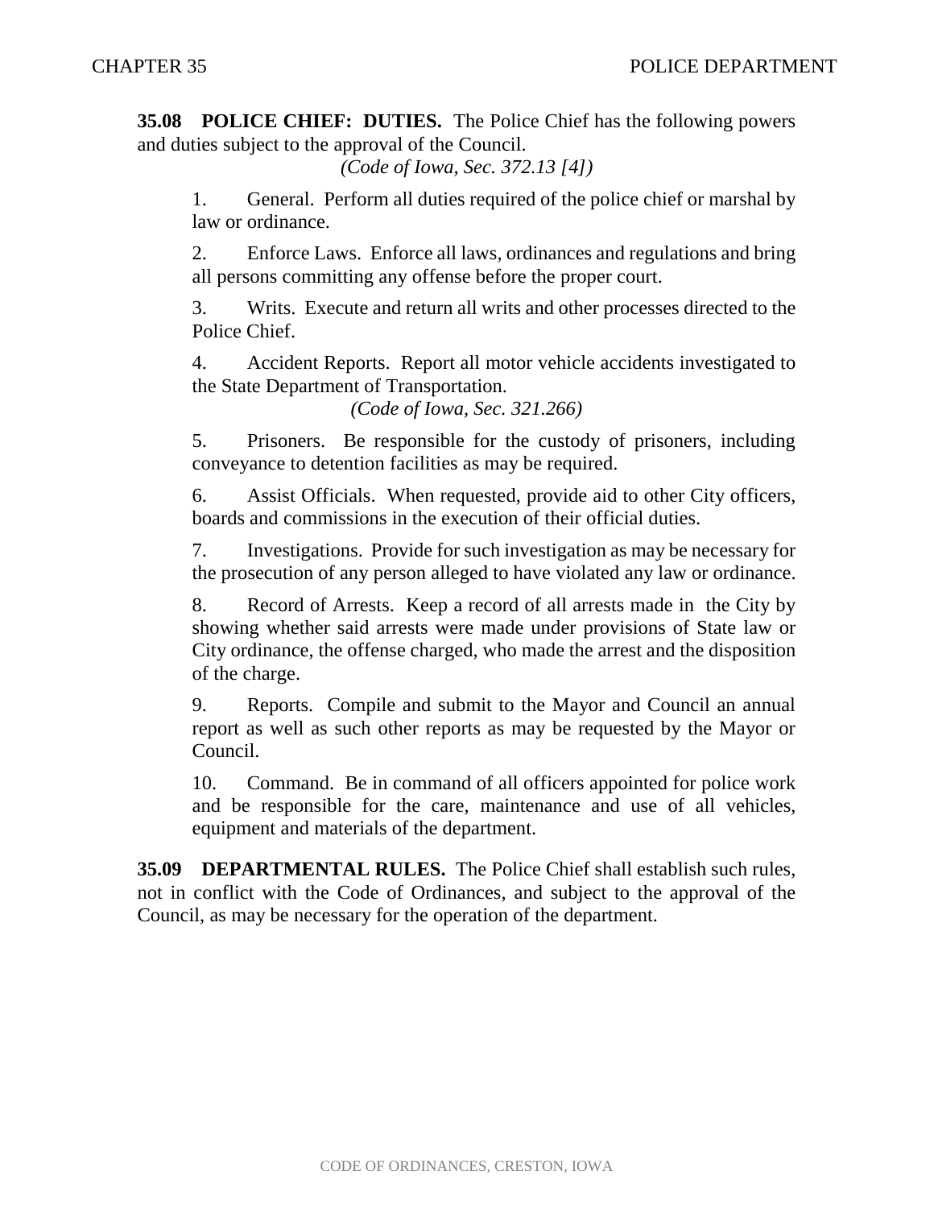**35.08 POLICE CHIEF: DUTIES.** The Police Chief has the following powers and duties subject to the approval of the Council.

*(Code of Iowa, Sec. 372.13 [4])*

1. General. Perform all duties required of the police chief or marshal by law or ordinance.

2. Enforce Laws. Enforce all laws, ordinances and regulations and bring all persons committing any offense before the proper court.

3. Writs. Execute and return all writs and other processes directed to the Police Chief.

4. Accident Reports. Report all motor vehicle accidents investigated to the State Department of Transportation.

   *(Code of Iowa, Sec. 321.266)*

5. Prisoners. Be responsible for the custody of prisoners, including conveyance to detention facilities as may be required.

6. Assist Officials. When requested, provide aid to other City officers, boards and commissions in the execution of their official duties.

7. Investigations. Provide for such investigation as may be necessary for the prosecution of any person alleged to have violated any law or ordinance.

8. Record of Arrests. Keep a record of all arrests made in the City by showing whether said arrests were made under provisions of State law or City ordinance, the offense charged, who made the arrest and the disposition of the charge.

9. Reports. Compile and submit to the Mayor and Council an annual report as well as such other reports as may be requested by the Mayor or Council.

10. Command. Be in command of all officers appointed for police work and be responsible for the care, maintenance and use of all vehicles, equipment and materials of the department.

**35.09 DEPARTMENTAL RULES.** The Police Chief shall establish such rules, not in conflict with the Code of Ordinances, and subject to the approval of the Council, as may be necessary for the operation of the department.